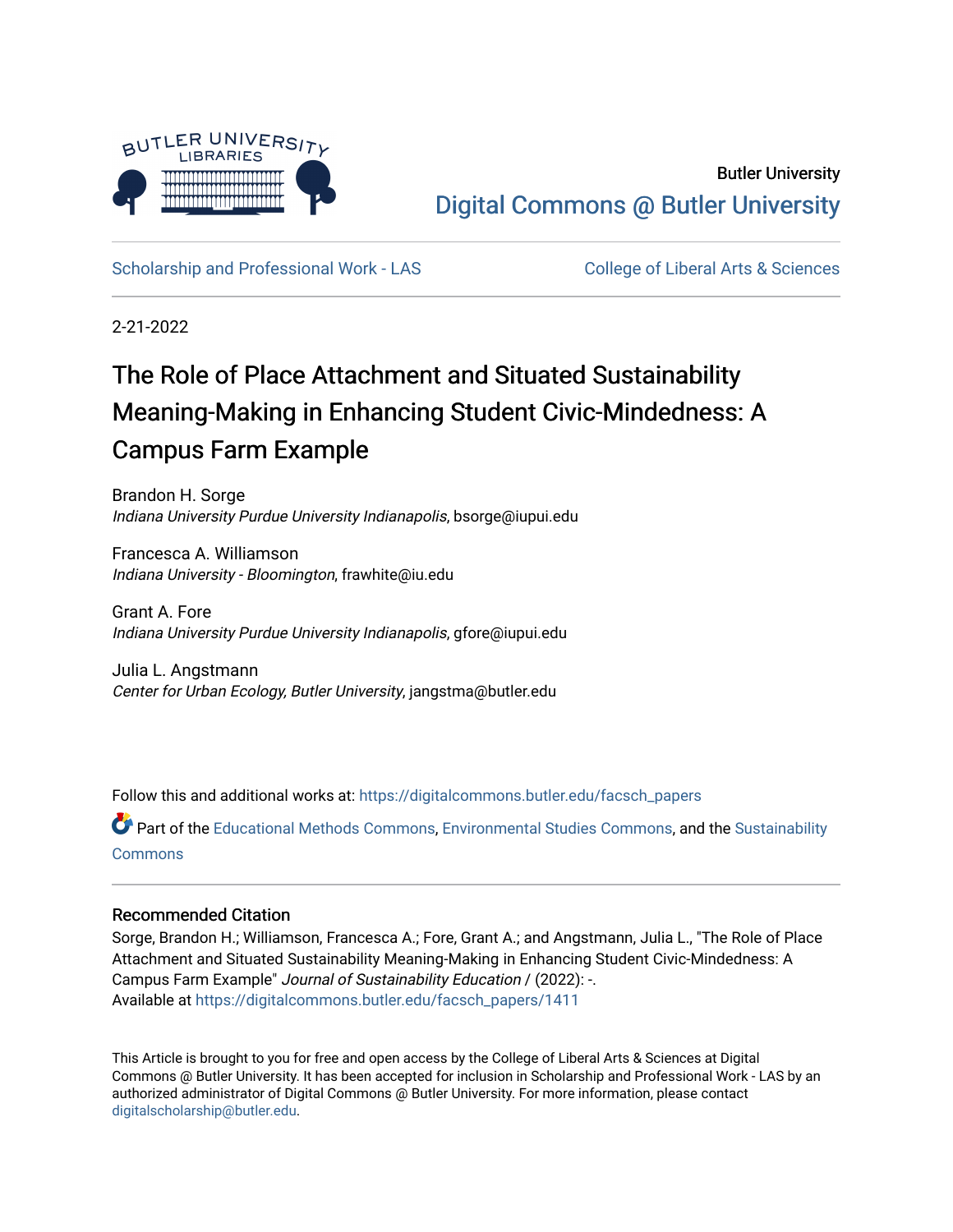Butler University

Digital Commons @ Butler University

Scholarship and Professional Work - LAS

College of Liberal Arts & Sciences

2-21-2022

# The Role of Place Attachment and Situated Sustainability Meaning-Making in Enhancing Student Civic-Mindedness: A Campus Farm Example

Brandon H. Sorge
*Indiana University Purdue University Indianapolis*, bsorge@iupui.edu

Francesca A. Williamson
*Indiana University - Bloomington*, frawhite@iu.edu

Grant A. Fore
*Indiana University Purdue University Indianapolis*, gfore@iupui.edu

Julia L. Angstmann
*Center for Urban Ecology, Butler University*, jangstma@butler.edu

Follow this and additional works at: https://digitalcommons.butler.edu/facsch_papers

Part of the Educational Methods Commons, Environmental Studies Commons, and the Sustainability Commons

## Recommended Citation

Sorge, Brandon H.; Williamson, Francesca A.; Fore, Grant A.; and Angstmann, Julia L., "The Role of Place Attachment and Situated Sustainability Meaning-Making in Enhancing Student Civic-Mindedness: A Campus Farm Example" *Journal of Sustainability Education* / (2022): -.
Available at https://digitalcommons.butler.edu/facsch_papers/1411

This Article is brought to you for free and open access by the College of Liberal Arts & Sciences at Digital Commons @ Butler University. It has been accepted for inclusion in Scholarship and Professional Work - LAS by an authorized administrator of Digital Commons @ Butler University. For more information, please contact digitalscholarship@butler.edu.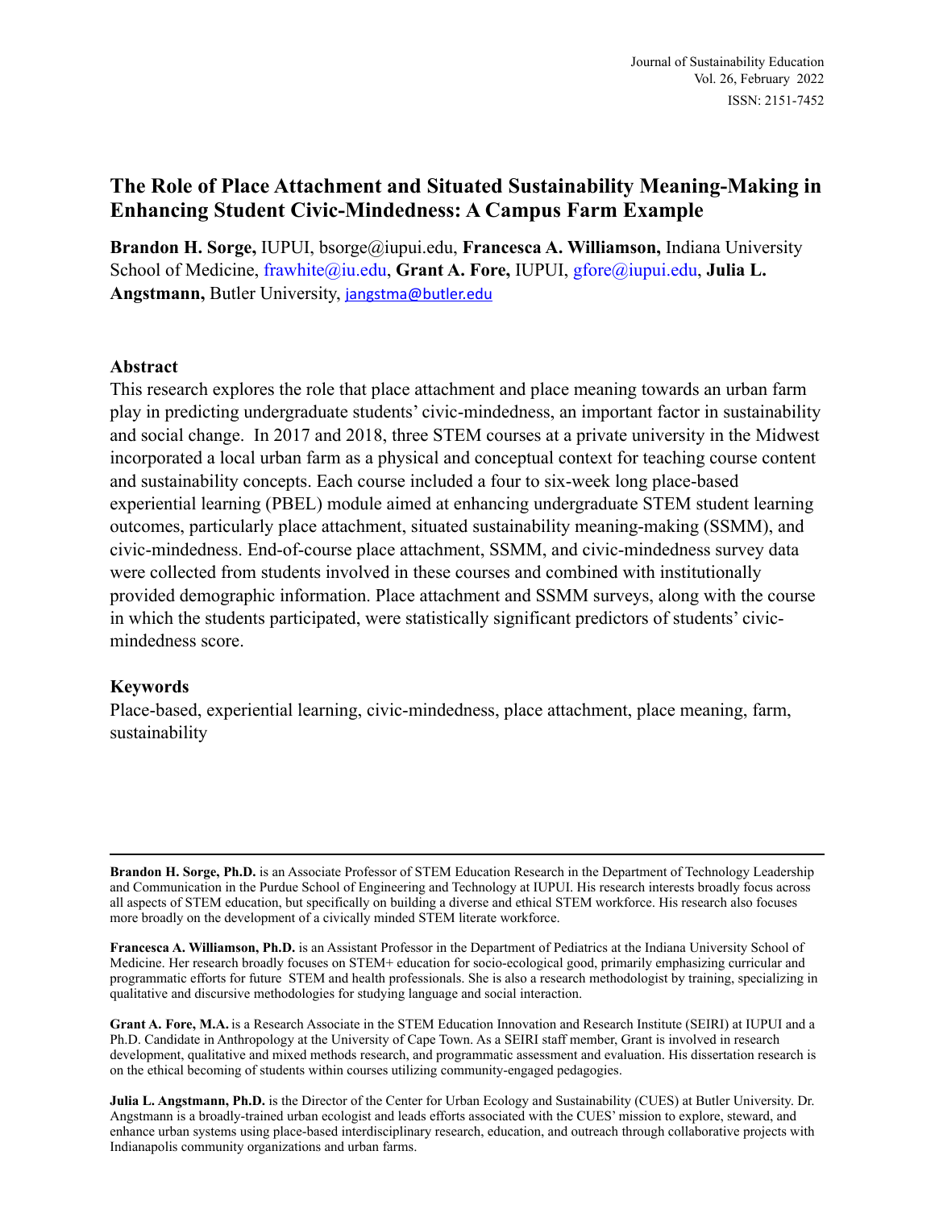# The Role of Place Attachment and Situated Sustainability Meaning-Making in Enhancing Student Civic-Mindedness: A Campus Farm Example

**Brandon H. Sorge,** IUPUI, bsorge@iupui.edu, **Francesca A. Williamson,** Indiana University School of Medicine, frawhite@iu.edu, **Grant A. Fore,** IUPUI, gfore@iupui.edu, **Julia L. Angstmann,** Butler University, jangstma@butler.edu

## Abstract

This research explores the role that place attachment and place meaning towards an urban farm play in predicting undergraduate students' civic-mindedness, an important factor in sustainability and social change. In 2017 and 2018, three STEM courses at a private university in the Midwest incorporated a local urban farm as a physical and conceptual context for teaching course content and sustainability concepts. Each course included a four to six-week long place-based experiential learning (PBEL) module aimed at enhancing undergraduate STEM student learning outcomes, particularly place attachment, situated sustainability meaning-making (SSMM), and civic-mindedness. End-of-course place attachment, SSMM, and civic-mindedness survey data were collected from students involved in these courses and combined with institutionally provided demographic information. Place attachment and SSMM surveys, along with the course in which the students participated, were statistically significant predictors of students' civic-mindedness score.

## Keywords

Place-based, experiential learning, civic-mindedness, place attachment, place meaning, farm, sustainability

---

**Brandon H. Sorge, Ph.D.** is an Associate Professor of STEM Education Research in the Department of Technology Leadership and Communication in the Purdue School of Engineering and Technology at IUPUI. His research interests broadly focus across all aspects of STEM education, but specifically on building a diverse and ethical STEM workforce. His research also focuses more broadly on the development of a civically minded STEM literate workforce.

**Francesca A. Williamson, Ph.D.** is an Assistant Professor in the Department of Pediatrics at the Indiana University School of Medicine. Her research broadly focuses on STEM+ education for socio-ecological good, primarily emphasizing curricular and programmatic efforts for future STEM and health professionals. She is also a research methodologist by training, specializing in qualitative and discursive methodologies for studying language and social interaction.

**Grant A. Fore, M.A.** is a Research Associate in the STEM Education Innovation and Research Institute (SEIRI) at IUPUI and a Ph.D. Candidate in Anthropology at the University of Cape Town. As a SEIRI staff member, Grant is involved in research development, qualitative and mixed methods research, and programmatic assessment and evaluation. His dissertation research is on the ethical becoming of students within courses utilizing community-engaged pedagogies.

**Julia L. Angstmann, Ph.D.** is the Director of the Center for Urban Ecology and Sustainability (CUES) at Butler University. Dr. Angstmann is a broadly-trained urban ecologist and leads efforts associated with the CUES' mission to explore, steward, and enhance urban systems using place-based interdisciplinary research, education, and outreach through collaborative projects with Indianapolis community organizations and urban farms.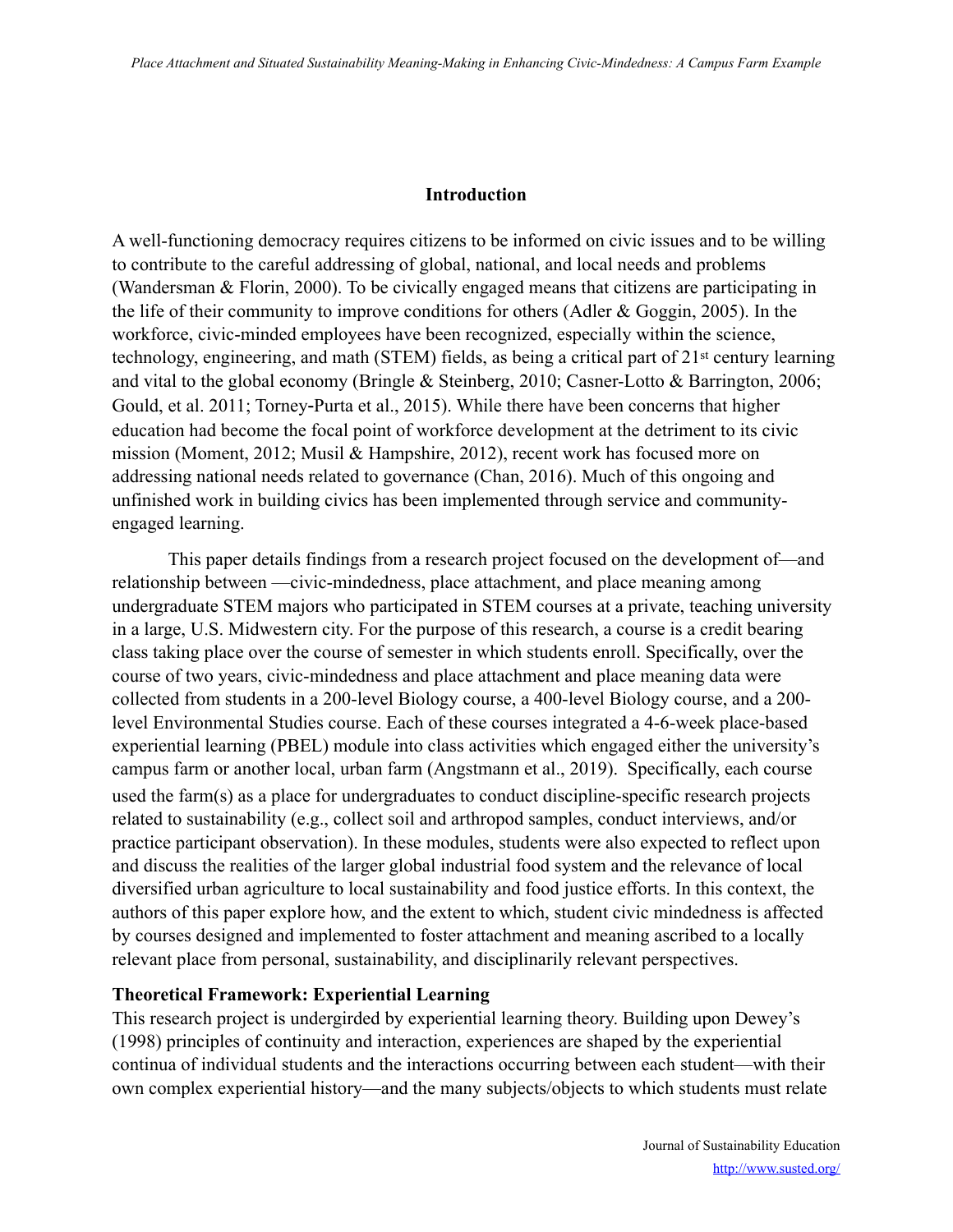## Introduction

A well-functioning democracy requires citizens to be informed on civic issues and to be willing to contribute to the careful addressing of global, national, and local needs and problems (Wandersman & Florin, 2000). To be civically engaged means that citizens are participating in the life of their community to improve conditions for others (Adler & Goggin, 2005). In the workforce, civic-minded employees have been recognized, especially within the science, technology, engineering, and math (STEM) fields, as being a critical part of 21st century learning and vital to the global economy (Bringle & Steinberg, 2010; Casner-Lotto & Barrington, 2006; Gould, et al. 2011; Torney-Purta et al., 2015). While there have been concerns that higher education had become the focal point of workforce development at the detriment to its civic mission (Moment, 2012; Musil & Hampshire, 2012), recent work has focused more on addressing national needs related to governance (Chan, 2016). Much of this ongoing and unfinished work in building civics has been implemented through service and community-engaged learning.

This paper details findings from a research project focused on the development of—and relationship between —civic-mindedness, place attachment, and place meaning among undergraduate STEM majors who participated in STEM courses at a private, teaching university in a large, U.S. Midwestern city. For the purpose of this research, a course is a credit bearing class taking place over the course of semester in which students enroll. Specifically, over the course of two years, civic-mindedness and place attachment and place meaning data were collected from students in a 200-level Biology course, a 400-level Biology course, and a 200-level Environmental Studies course. Each of these courses integrated a 4-6-week place-based experiential learning (PBEL) module into class activities which engaged either the university's campus farm or another local, urban farm (Angstmann et al., 2019). Specifically, each course used the farm(s) as a place for undergraduates to conduct discipline-specific research projects related to sustainability (e.g., collect soil and arthropod samples, conduct interviews, and/or practice participant observation). In these modules, students were also expected to reflect upon and discuss the realities of the larger global industrial food system and the relevance of local diversified urban agriculture to local sustainability and food justice efforts. In this context, the authors of this paper explore how, and the extent to which, student civic mindedness is affected by courses designed and implemented to foster attachment and meaning ascribed to a locally relevant place from personal, sustainability, and disciplinarily relevant perspectives.

### Theoretical Framework: Experiential Learning

This research project is undergirded by experiential learning theory. Building upon Dewey's (1998) principles of continuity and interaction, experiences are shaped by the experiential continua of individual students and the interactions occurring between each student—with their own complex experiential history—and the many subjects/objects to which students must relate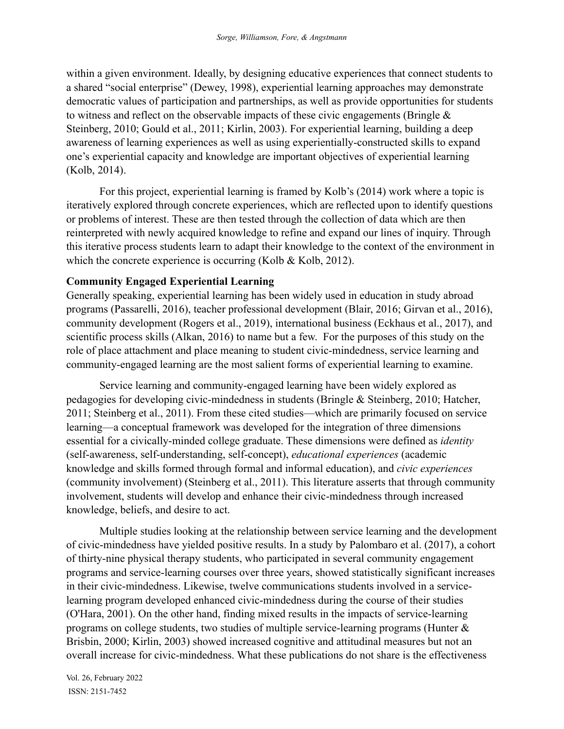within a given environment. Ideally, by designing educative experiences that connect students to a shared "social enterprise" (Dewey, 1998), experiential learning approaches may demonstrate democratic values of participation and partnerships, as well as provide opportunities for students to witness and reflect on the observable impacts of these civic engagements (Bringle & Steinberg, 2010; Gould et al., 2011; Kirlin, 2003). For experiential learning, building a deep awareness of learning experiences as well as using experientially-constructed skills to expand one's experiential capacity and knowledge are important objectives of experiential learning (Kolb, 2014).

For this project, experiential learning is framed by Kolb's (2014) work where a topic is iteratively explored through concrete experiences, which are reflected upon to identify questions or problems of interest. These are then tested through the collection of data which are then reinterpreted with newly acquired knowledge to refine and expand our lines of inquiry. Through this iterative process students learn to adapt their knowledge to the context of the environment in which the concrete experience is occurring (Kolb & Kolb, 2012).

**Community Engaged Experiential Learning**

Generally speaking, experiential learning has been widely used in education in study abroad programs (Passarelli, 2016), teacher professional development (Blair, 2016; Girvan et al., 2016), community development (Rogers et al., 2019), international business (Eckhaus et al., 2017), and scientific process skills (Alkan, 2016) to name but a few. For the purposes of this study on the role of place attachment and place meaning to student civic-mindedness, service learning and community-engaged learning are the most salient forms of experiential learning to examine.

Service learning and community-engaged learning have been widely explored as pedagogies for developing civic-mindedness in students (Bringle & Steinberg, 2010; Hatcher, 2011; Steinberg et al., 2011). From these cited studies—which are primarily focused on service learning—a conceptual framework was developed for the integration of three dimensions essential for a civically-minded college graduate. These dimensions were defined as *identity* (self-awareness, self-understanding, self-concept), *educational experiences* (academic knowledge and skills formed through formal and informal education), and *civic experiences* (community involvement) (Steinberg et al., 2011). This literature asserts that through community involvement, students will develop and enhance their civic-mindedness through increased knowledge, beliefs, and desire to act.

Multiple studies looking at the relationship between service learning and the development of civic-mindedness have yielded positive results. In a study by Palombaro et al. (2017), a cohort of thirty-nine physical therapy students, who participated in several community engagement programs and service-learning courses over three years, showed statistically significant increases in their civic-mindedness. Likewise, twelve communications students involved in a service-learning program developed enhanced civic-mindedness during the course of their studies (O'Hara, 2001). On the other hand, finding mixed results in the impacts of service-learning programs on college students, two studies of multiple service-learning programs (Hunter & Brisbin, 2000; Kirlin, 2003) showed increased cognitive and attitudinal measures but not an overall increase for civic-mindedness. What these publications do not share is the effectiveness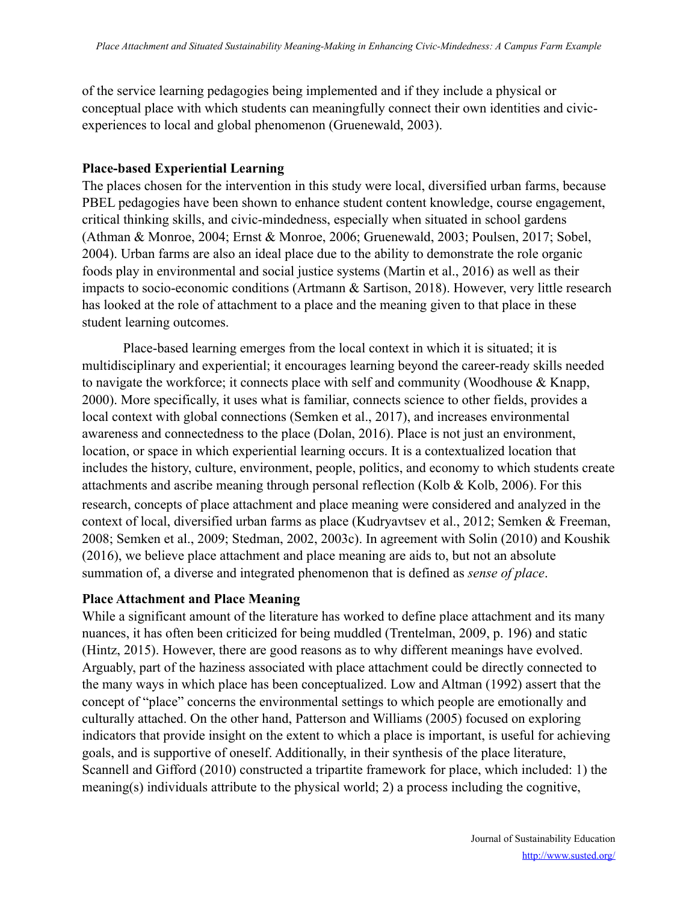of the service learning pedagogies being implemented and if they include a physical or conceptual place with which students can meaningfully connect their own identities and civic-experiences to local and global phenomenon (Gruenewald, 2003).

### Place-based Experiential Learning

The places chosen for the intervention in this study were local, diversified urban farms, because PBEL pedagogies have been shown to enhance student content knowledge, course engagement, critical thinking skills, and civic-mindedness, especially when situated in school gardens (Athman & Monroe, 2004; Ernst & Monroe, 2006; Gruenewald, 2003; Poulsen, 2017; Sobel, 2004). Urban farms are also an ideal place due to the ability to demonstrate the role organic foods play in environmental and social justice systems (Martin et al., 2016) as well as their impacts to socio-economic conditions (Artmann & Sartison, 2018). However, very little research has looked at the role of attachment to a place and the meaning given to that place in these student learning outcomes.

Place-based learning emerges from the local context in which it is situated; it is multidisciplinary and experiential; it encourages learning beyond the career-ready skills needed to navigate the workforce; it connects place with self and community (Woodhouse & Knapp, 2000). More specifically, it uses what is familiar, connects science to other fields, provides a local context with global connections (Semken et al., 2017), and increases environmental awareness and connectedness to the place (Dolan, 2016). Place is not just an environment, location, or space in which experiential learning occurs. It is a contextualized location that includes the history, culture, environment, people, politics, and economy to which students create attachments and ascribe meaning through personal reflection (Kolb & Kolb, 2006). For this research, concepts of place attachment and place meaning were considered and analyzed in the context of local, diversified urban farms as place (Kudryavtsev et al., 2012; Semken & Freeman, 2008; Semken et al., 2009; Stedman, 2002, 2003c). In agreement with Solin (2010) and Koushik (2016), we believe place attachment and place meaning are aids to, but not an absolute summation of, a diverse and integrated phenomenon that is defined as *sense of place*.

### Place Attachment and Place Meaning

While a significant amount of the literature has worked to define place attachment and its many nuances, it has often been criticized for being muddled (Trentelman, 2009, p. 196) and static (Hintz, 2015). However, there are good reasons as to why different meanings have evolved. Arguably, part of the haziness associated with place attachment could be directly connected to the many ways in which place has been conceptualized. Low and Altman (1992) assert that the concept of "place" concerns the environmental settings to which people are emotionally and culturally attached. On the other hand, Patterson and Williams (2005) focused on exploring indicators that provide insight on the extent to which a place is important, is useful for achieving goals, and is supportive of oneself. Additionally, in their synthesis of the place literature, Scannell and Gifford (2010) constructed a tripartite framework for place, which included: 1) the meaning(s) individuals attribute to the physical world; 2) a process including the cognitive,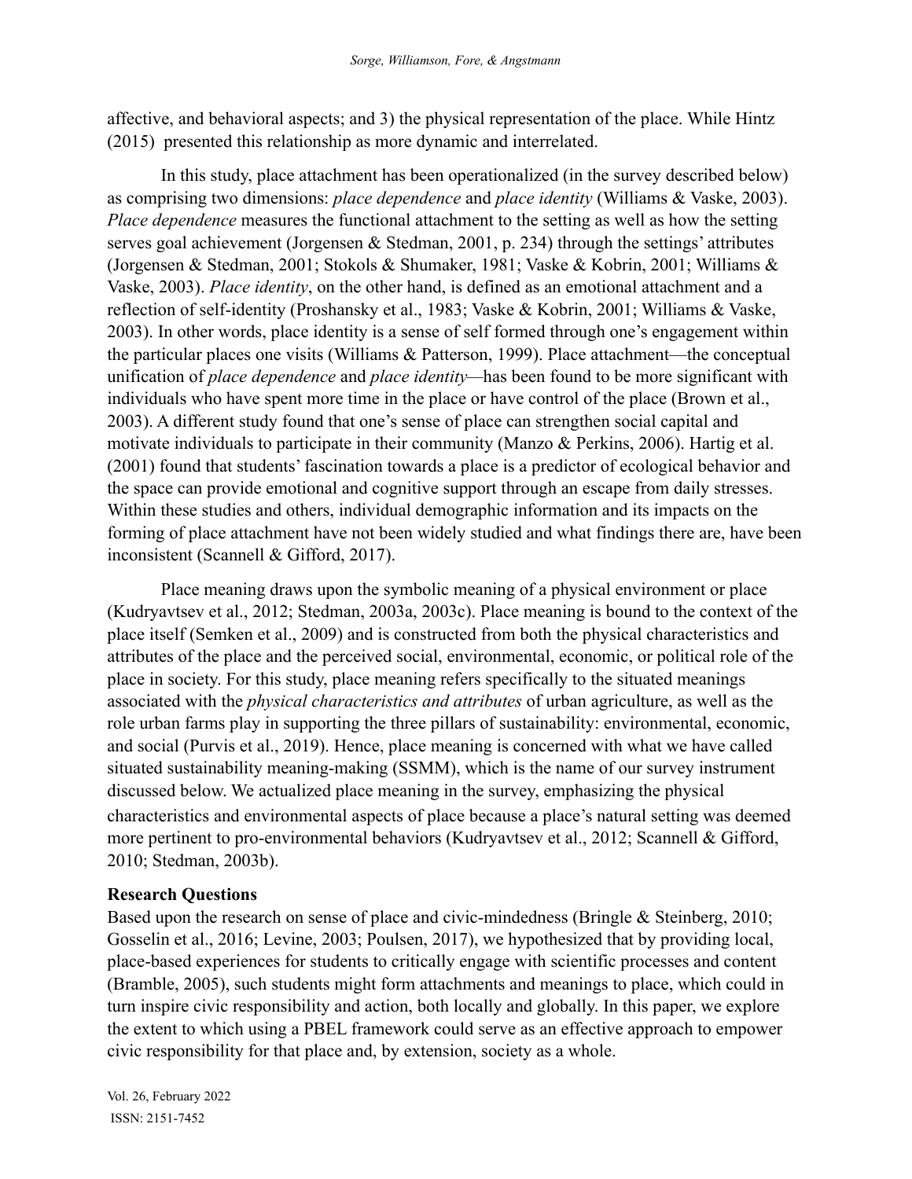affective, and behavioral aspects; and 3) the physical representation of the place. While Hintz (2015) presented this relationship as more dynamic and interrelated.

In this study, place attachment has been operationalized (in the survey described below) as comprising two dimensions: *place dependence* and *place identity* (Williams & Vaske, 2003). *Place dependence* measures the functional attachment to the setting as well as how the setting serves goal achievement (Jorgensen & Stedman, 2001, p. 234) through the settings' attributes (Jorgensen & Stedman, 2001; Stokols & Shumaker, 1981; Vaske & Kobrin, 2001; Williams & Vaske, 2003). *Place identity*, on the other hand, is defined as an emotional attachment and a reflection of self-identity (Proshansky et al., 1983; Vaske & Kobrin, 2001; Williams & Vaske, 2003). In other words, place identity is a sense of self formed through one's engagement within the particular places one visits (Williams & Patterson, 1999). Place attachment—the conceptual unification of *place dependence* and *place identity*—has been found to be more significant with individuals who have spent more time in the place or have control of the place (Brown et al., 2003). A different study found that one's sense of place can strengthen social capital and motivate individuals to participate in their community (Manzo & Perkins, 2006). Hartig et al. (2001) found that students' fascination towards a place is a predictor of ecological behavior and the space can provide emotional and cognitive support through an escape from daily stresses. Within these studies and others, individual demographic information and its impacts on the forming of place attachment have not been widely studied and what findings there are, have been inconsistent (Scannell & Gifford, 2017).

Place meaning draws upon the symbolic meaning of a physical environment or place (Kudryavtsev et al., 2012; Stedman, 2003a, 2003c). Place meaning is bound to the context of the place itself (Semken et al., 2009) and is constructed from both the physical characteristics and attributes of the place and the perceived social, environmental, economic, or political role of the place in society. For this study, place meaning refers specifically to the situated meanings associated with the *physical characteristics and attributes* of urban agriculture, as well as the role urban farms play in supporting the three pillars of sustainability: environmental, economic, and social (Purvis et al., 2019). Hence, place meaning is concerned with what we have called situated sustainability meaning-making (SSMM), which is the name of our survey instrument discussed below. We actualized place meaning in the survey, emphasizing the physical characteristics and environmental aspects of place because a place's natural setting was deemed more pertinent to pro-environmental behaviors (Kudryavtsev et al., 2012; Scannell & Gifford, 2010; Stedman, 2003b).

## Research Questions

Based upon the research on sense of place and civic-mindedness (Bringle & Steinberg, 2010; Gosselin et al., 2016; Levine, 2003; Poulsen, 2017), we hypothesized that by providing local, place-based experiences for students to critically engage with scientific processes and content (Bramble, 2005), such students might form attachments and meanings to place, which could in turn inspire civic responsibility and action, both locally and globally. In this paper, we explore the extent to which using a PBEL framework could serve as an effective approach to empower civic responsibility for that place and, by extension, society as a whole.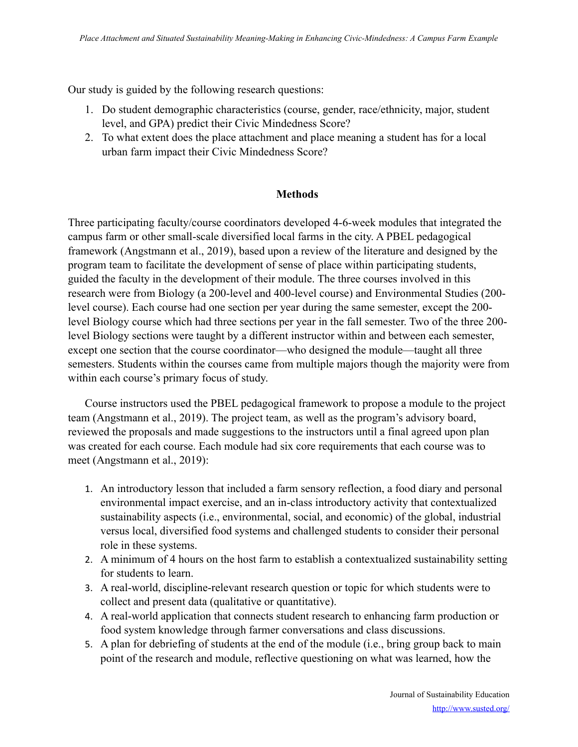Our study is guided by the following research questions:

1. Do student demographic characteristics (course, gender, race/ethnicity, major, student level, and GPA) predict their Civic Mindedness Score?
2. To what extent does the place attachment and place meaning a student has for a local urban farm impact their Civic Mindedness Score?

## Methods

Three participating faculty/course coordinators developed 4-6-week modules that integrated the campus farm or other small-scale diversified local farms in the city. A PBEL pedagogical framework (Angstmann et al., 2019), based upon a review of the literature and designed by the program team to facilitate the development of sense of place within participating students, guided the faculty in the development of their module. The three courses involved in this research were from Biology (a 200-level and 400-level course) and Environmental Studies (200-level course). Each course had one section per year during the same semester, except the 200-level Biology course which had three sections per year in the fall semester. Two of the three 200-level Biology sections were taught by a different instructor within and between each semester, except one section that the course coordinator—who designed the module—taught all three semesters. Students within the courses came from multiple majors though the majority were from within each course's primary focus of study.

Course instructors used the PBEL pedagogical framework to propose a module to the project team (Angstmann et al., 2019). The project team, as well as the program's advisory board, reviewed the proposals and made suggestions to the instructors until a final agreed upon plan was created for each course. Each module had six core requirements that each course was to meet (Angstmann et al., 2019):

1. An introductory lesson that included a farm sensory reflection, a food diary and personal environmental impact exercise, and an in-class introductory activity that contextualized sustainability aspects (i.e., environmental, social, and economic) of the global, industrial versus local, diversified food systems and challenged students to consider their personal role in these systems.
2. A minimum of 4 hours on the host farm to establish a contextualized sustainability setting for students to learn.
3. A real-world, discipline-relevant research question or topic for which students were to collect and present data (qualitative or quantitative).
4. A real-world application that connects student research to enhancing farm production or food system knowledge through farmer conversations and class discussions.
5. A plan for debriefing of students at the end of the module (i.e., bring group back to main point of the research and module, reflective questioning on what was learned, how the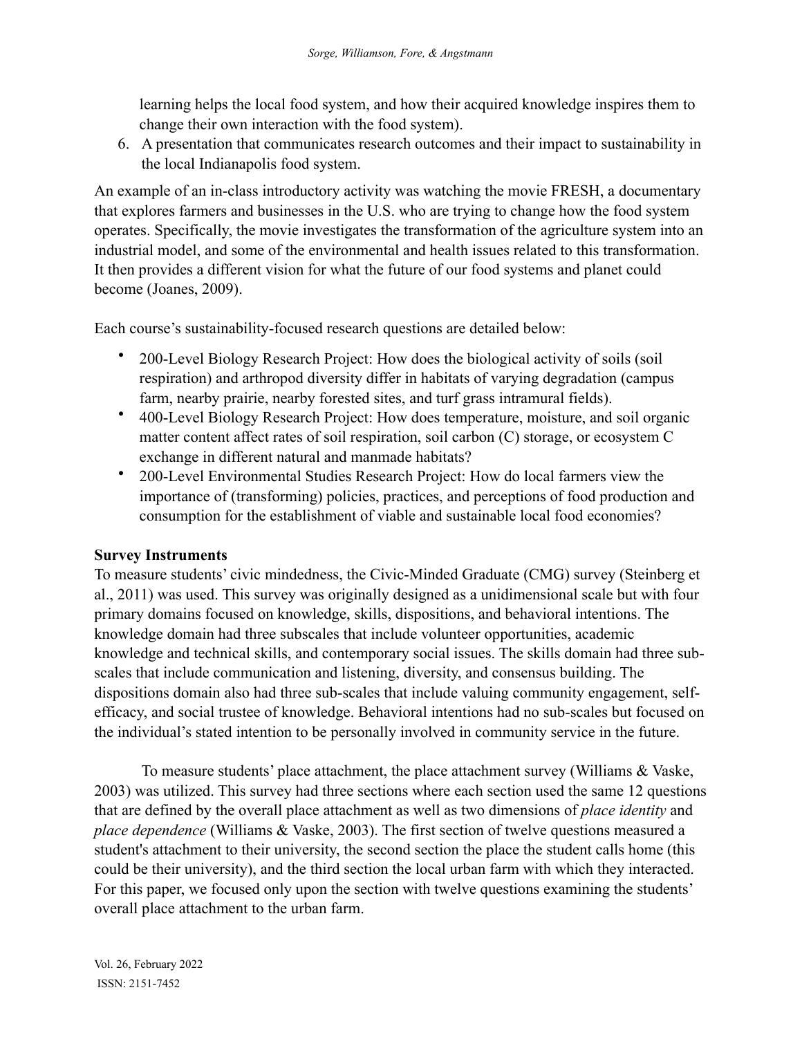learning helps the local food system, and how their acquired knowledge inspires them to change their own interaction with the food system).

6. A presentation that communicates research outcomes and their impact to sustainability in the local Indianapolis food system.

An example of an in-class introductory activity was watching the movie FRESH, a documentary that explores farmers and businesses in the U.S. who are trying to change how the food system operates. Specifically, the movie investigates the transformation of the agriculture system into an industrial model, and some of the environmental and health issues related to this transformation. It then provides a different vision for what the future of our food systems and planet could become (Joanes, 2009).

Each course's sustainability-focused research questions are detailed below:

- 200-Level Biology Research Project: How does the biological activity of soils (soil respiration) and arthropod diversity differ in habitats of varying degradation (campus farm, nearby prairie, nearby forested sites, and turf grass intramural fields).
- 400-Level Biology Research Project: How does temperature, moisture, and soil organic matter content affect rates of soil respiration, soil carbon (C) storage, or ecosystem C exchange in different natural and manmade habitats?
- 200-Level Environmental Studies Research Project: How do local farmers view the importance of (transforming) policies, practices, and perceptions of food production and consumption for the establishment of viable and sustainable local food economies?

**Survey Instruments**

To measure students' civic mindedness, the Civic-Minded Graduate (CMG) survey (Steinberg et al., 2011) was used. This survey was originally designed as a unidimensional scale but with four primary domains focused on knowledge, skills, dispositions, and behavioral intentions. The knowledge domain had three subscales that include volunteer opportunities, academic knowledge and technical skills, and contemporary social issues. The skills domain had three sub-scales that include communication and listening, diversity, and consensus building. The dispositions domain also had three sub-scales that include valuing community engagement, self-efficacy, and social trustee of knowledge. Behavioral intentions had no sub-scales but focused on the individual's stated intention to be personally involved in community service in the future.

To measure students' place attachment, the place attachment survey (Williams & Vaske, 2003) was utilized. This survey had three sections where each section used the same 12 questions that are defined by the overall place attachment as well as two dimensions of *place identity* and *place dependence* (Williams & Vaske, 2003). The first section of twelve questions measured a student's attachment to their university, the second section the place the student calls home (this could be their university), and the third section the local urban farm with which they interacted. For this paper, we focused only upon the section with twelve questions examining the students' overall place attachment to the urban farm.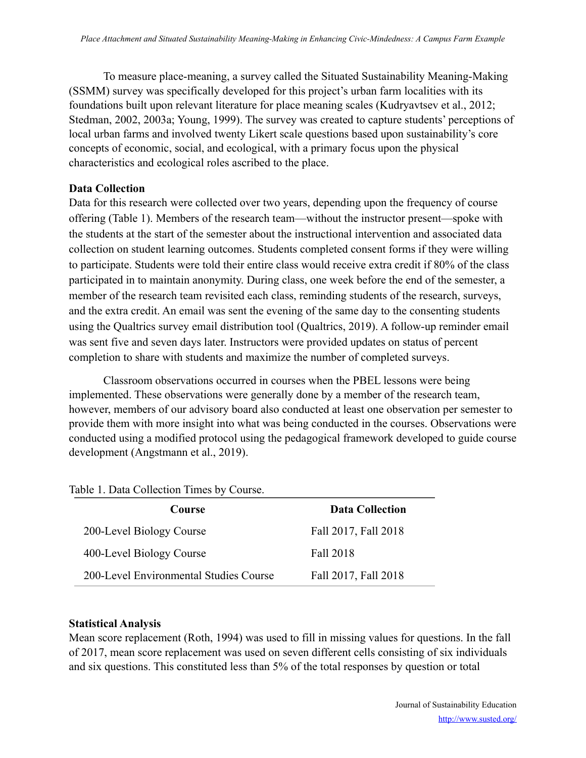To measure place-meaning, a survey called the Situated Sustainability Meaning-Making (SSMM) survey was specifically developed for this project's urban farm localities with its foundations built upon relevant literature for place meaning scales (Kudryavtsev et al., 2012; Stedman, 2002, 2003a; Young, 1999). The survey was created to capture students' perceptions of local urban farms and involved twenty Likert scale questions based upon sustainability's core concepts of economic, social, and ecological, with a primary focus upon the physical characteristics and ecological roles ascribed to the place.

**Data Collection**

Data for this research were collected over two years, depending upon the frequency of course offering (Table 1). Members of the research team—without the instructor present—spoke with the students at the start of the semester about the instructional intervention and associated data collection on student learning outcomes. Students completed consent forms if they were willing to participate. Students were told their entire class would receive extra credit if 80% of the class participated in to maintain anonymity. During class, one week before the end of the semester, a member of the research team revisited each class, reminding students of the research, surveys, and the extra credit. An email was sent the evening of the same day to the consenting students using the Qualtrics survey email distribution tool (Qualtrics, 2019). A follow-up reminder email was sent five and seven days later. Instructors were provided updates on status of percent completion to share with students and maximize the number of completed surveys.

Classroom observations occurred in courses when the PBEL lessons were being implemented. These observations were generally done by a member of the research team, however, members of our advisory board also conducted at least one observation per semester to provide them with more insight into what was being conducted in the courses. Observations were conducted using a modified protocol using the pedagogical framework developed to guide course development (Angstmann et al., 2019).

Table 1. Data Collection Times by Course.

| Course | Data Collection |
|---|---|
| 200-Level Biology Course | Fall 2017, Fall 2018 |
| 400-Level Biology Course | Fall 2018 |
| 200-Level Environmental Studies Course | Fall 2017, Fall 2018 |

**Statistical Analysis**

Mean score replacement (Roth, 1994) was used to fill in missing values for questions. In the fall of 2017, mean score replacement was used on seven different cells consisting of six individuals and six questions. This constituted less than 5% of the total responses by question or total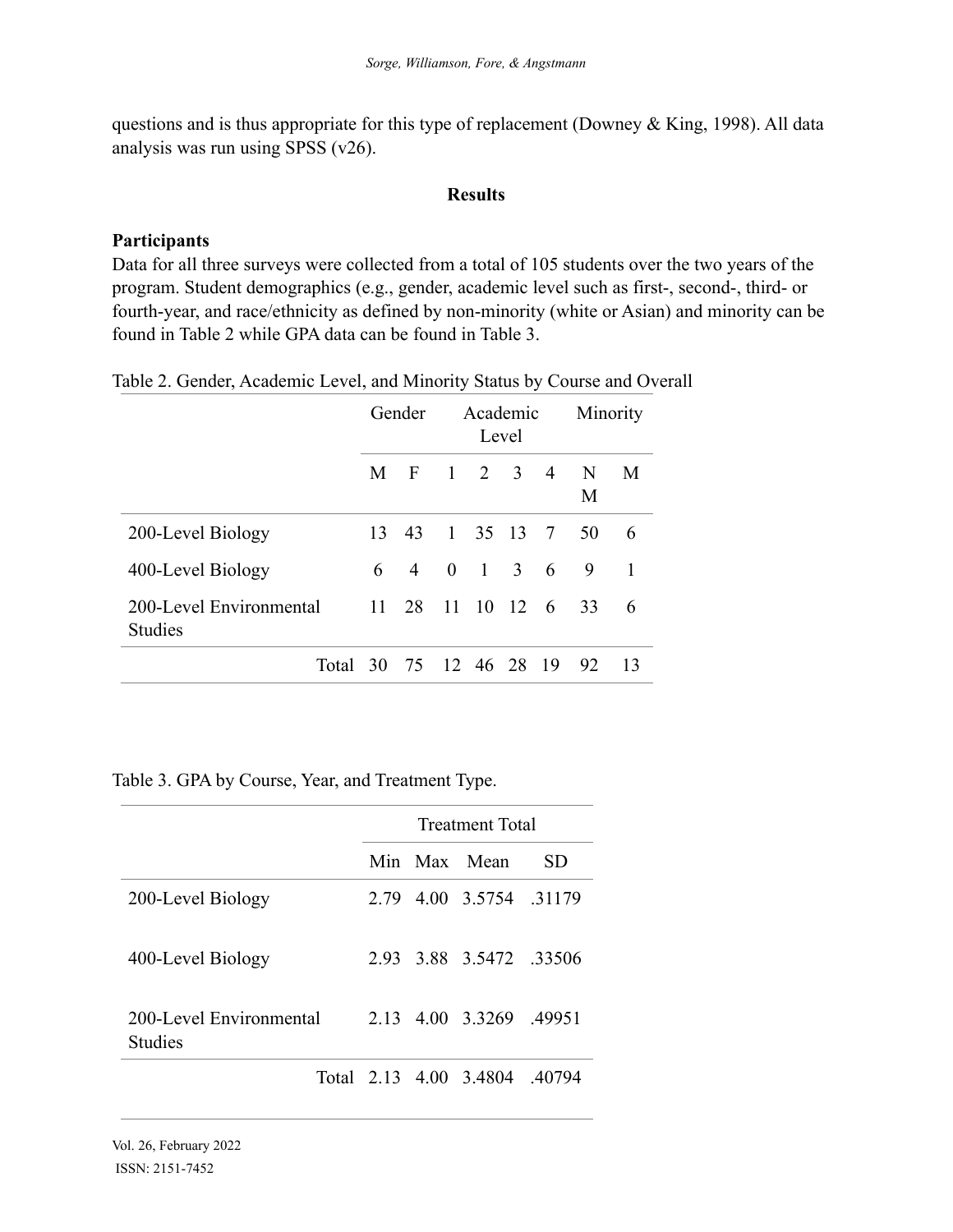questions and is thus appropriate for this type of replacement (Downey & King, 1998). All data analysis was run using SPSS (v26).

## Results

### Participants

Data for all three surveys were collected from a total of 105 students over the two years of the program. Student demographics (e.g., gender, academic level such as first-, second-, third- or fourth-year, and race/ethnicity as defined by non-minority (white or Asian) and minority can be found in Table 2 while GPA data can be found in Table 3.

Table 2. Gender, Academic Level, and Minority Status by Course and Overall

| | Gender | | Academic Level | | | | Minority | |
|---|---|---|---|---|---|---|---|---|
| | M | F | 1 | 2 | 3 | 4 | NM | M |
| 200-Level Biology | 13 | 43 | 1 | 35 | 13 | 7 | 50 | 6 |
| 400-Level Biology | 6 | 4 | 0 | 1 | 3 | 6 | 9 | 1 |
| 200-Level Environmental Studies | 11 | 28 | 11 | 10 | 12 | 6 | 33 | 6 |
| Total | 30 | 75 | 12 | 46 | 28 | 19 | 92 | 13 |

Table 3. GPA by Course, Year, and Treatment Type.

| | Treatment Total | | | |
|---|---|---|---|---|
| | Min | Max | Mean | SD |
| 200-Level Biology | 2.79 | 4.00 | 3.5754 | .31179 |
| 400-Level Biology | 2.93 | 3.88 | 3.5472 | .33506 |
| 200-Level Environmental Studies | 2.13 | 4.00 | 3.3269 | .49951 |
| Total | 2.13 | 4.00 | 3.4804 | .40794 |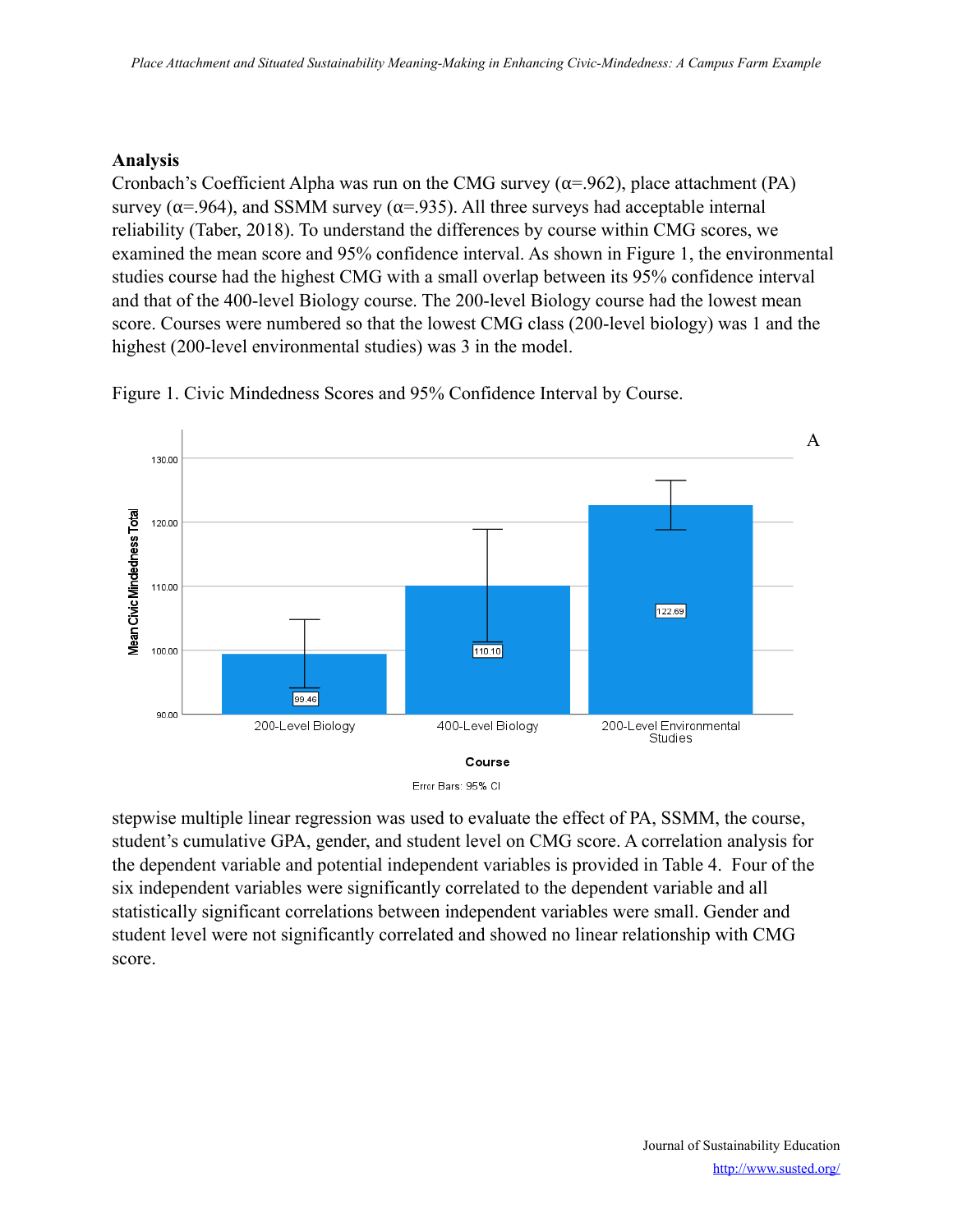**Analysis**

Cronbach's Coefficient Alpha was run on the CMG survey (α=.962), place attachment (PA) survey (α=.964), and SSMM survey (α=.935). All three surveys had acceptable internal reliability (Taber, 2018). To understand the differences by course within CMG scores, we examined the mean score and 95% confidence interval. As shown in Figure 1, the environmental studies course had the highest CMG with a small overlap between its 95% confidence interval and that of the 400-level Biology course. The 200-level Biology course had the lowest mean score. Courses were numbered so that the lowest CMG class (200-level biology) was 1 and the highest (200-level environmental studies) was 3 in the model.

Figure 1. Civic Mindedness Scores and 95% Confidence Interval by Course.

stepwise multiple linear regression was used to evaluate the effect of PA, SSMM, the course, student's cumulative GPA, gender, and student level on CMG score. A correlation analysis for the dependent variable and potential independent variables is provided in Table 4. Four of the six independent variables were significantly correlated to the dependent variable and all statistically significant correlations between independent variables were small. Gender and student level were not significantly correlated and showed no linear relationship with CMG score.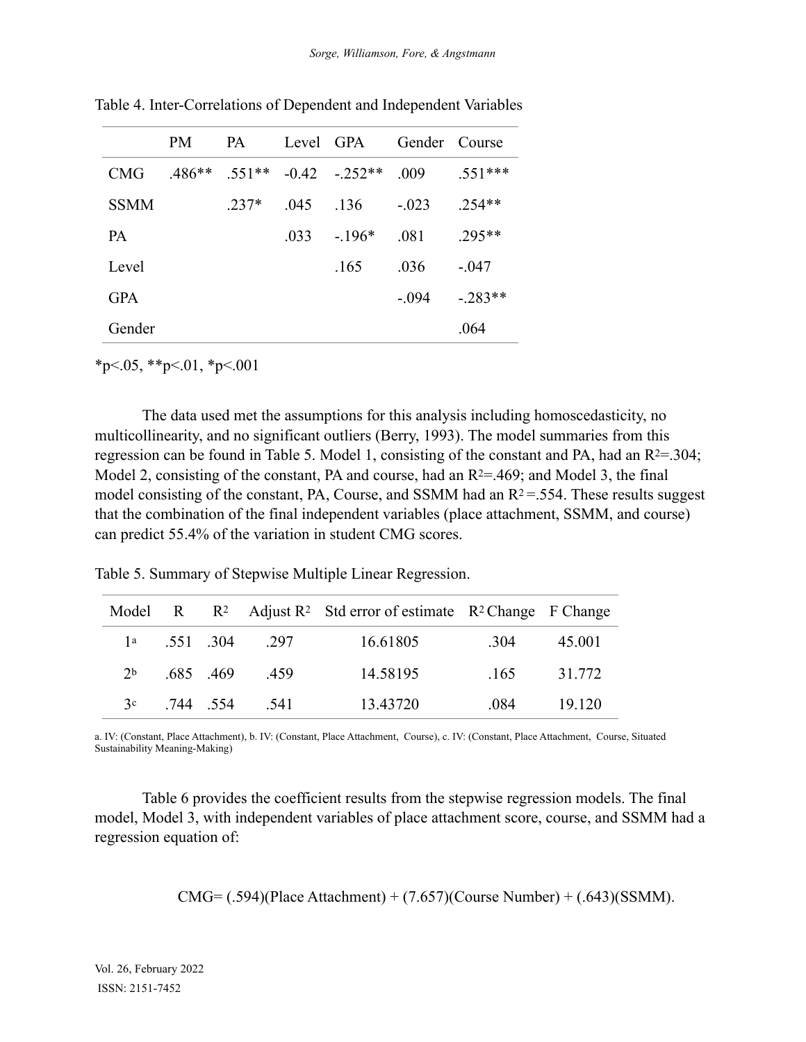Table 4. Inter-Correlations of Dependent and Independent Variables

| | PM | PA | Level | GPA | Gender | Course |
|---|---|---|---|---|---|---|
| CMG | .486** | .551** | -0.42 | -.252** | .009 | .551*** |
| SSMM | | .237* | .045 | .136 | -.023 | .254** |
| PA | | | .033 | -.196* | .081 | .295** |
| Level | | | | .165 | .036 | -.047 |
| GPA | | | | | -.094 | -.283** |
| Gender | | | | | | .064 |

*p<.05, **p<.01, *p<.001

The data used met the assumptions for this analysis including homoscedasticity, no multicollinearity, and no significant outliers (Berry, 1993). The model summaries from this regression can be found in Table 5. Model 1, consisting of the constant and PA, had an $R^2$=.304; Model 2, consisting of the constant, PA and course, had an $R^2$=.469; and Model 3, the final model consisting of the constant, PA, Course, and SSMM had an $R^2$=.554. These results suggest that the combination of the final independent variables (place attachment, SSMM, and course) can predict 55.4% of the variation in student CMG scores.

Table 5. Summary of Stepwise Multiple Linear Regression.

| Model | R | $R^2$ | Adjust $R^2$ | Std error of estimate | $R^2$ Change | F Change |
|---|---|---|---|---|---|---|
| 1[a] | .551 | .304 | .297 | 16.61805 | .304 | 45.001 |
| 2[b] | .685 | .469 | .459 | 14.58195 | .165 | 31.772 |
| 3[c] | .744 | .554 | .541 | 13.43720 | .084 | 19.120 |

a. IV: (Constant, Place Attachment), b. IV: (Constant, Place Attachment, Course), c. IV: (Constant, Place Attachment, Course, Situated Sustainability Meaning-Making)

Table 6 provides the coefficient results from the stepwise regression models. The final model, Model 3, with independent variables of place attachment score, course, and SSMM had a regression equation of:

$$\text{CMG} = (.594)(\text{Place Attachment}) + (7.657)(\text{Course Number}) + (.643)(\text{SSMM}).$$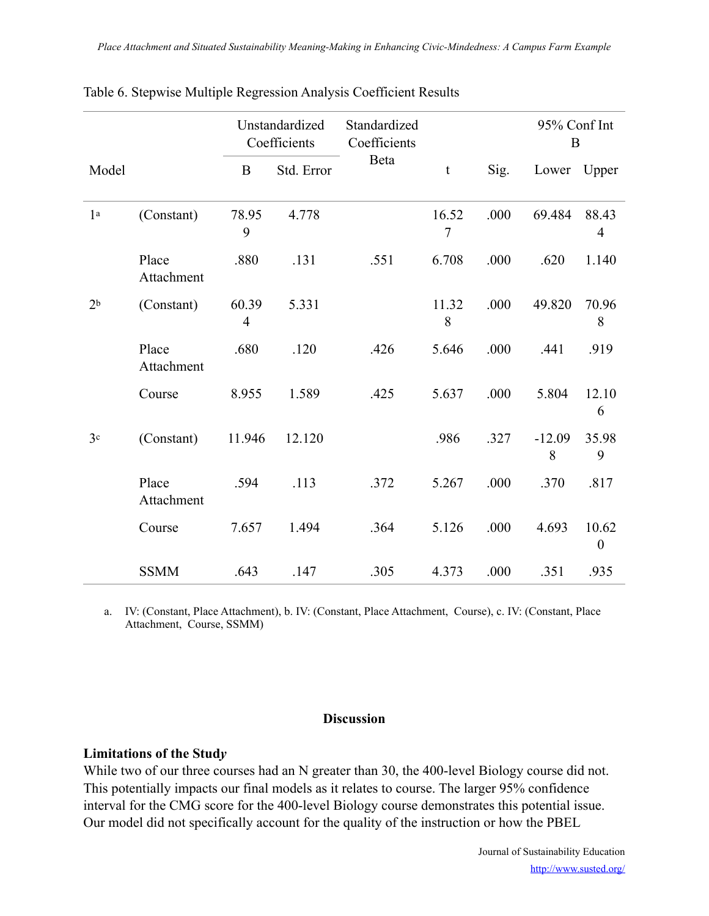Table 6. Stepwise Multiple Regression Analysis Coefficient Results

| Model | | Unstandardized Coefficients | | Standardized Coefficients | t | Sig. | 95% Conf Int B | |
|---|---|---|---|---|---|---|---|---|
| | | B | Std. Error | Beta | | | Lower | Upper |
| 1[a] | (Constant) | 78.959 | 4.778 | | 16.527 | .000 | 69.484 | 88.434 |
| | Place Attachment | .880 | .131 | .551 | 6.708 | .000 | .620 | 1.140 |
| 2[b] | (Constant) | 60.394 | 5.331 | | 11.328 | .000 | 49.820 | 70.968 |
| | Place Attachment | .680 | .120 | .426 | 5.646 | .000 | .441 | .919 |
| | Course | 8.955 | 1.589 | .425 | 5.637 | .000 | 5.804 | 12.106 |
| 3[c] | (Constant) | 11.946 | 12.120 | | .986 | .327 | -12.098 | 35.989 |
| | Place Attachment | .594 | .113 | .372 | 5.267 | .000 | .370 | .817 |
| | Course | 7.657 | 1.494 | .364 | 5.126 | .000 | 4.693 | 10.620 |
| | SSMM | .643 | .147 | .305 | 4.373 | .000 | .351 | .935 |

a. IV: (Constant, Place Attachment), b. IV: (Constant, Place Attachment, Course), c. IV: (Constant, Place Attachment, Course, SSMM)

## Discussion

### Limitations of the Study

While two of our three courses had an N greater than 30, the 400-level Biology course did not. This potentially impacts our final models as it relates to course. The larger 95% confidence interval for the CMG score for the 400-level Biology course demonstrates this potential issue. Our model did not specifically account for the quality of the instruction or how the PBEL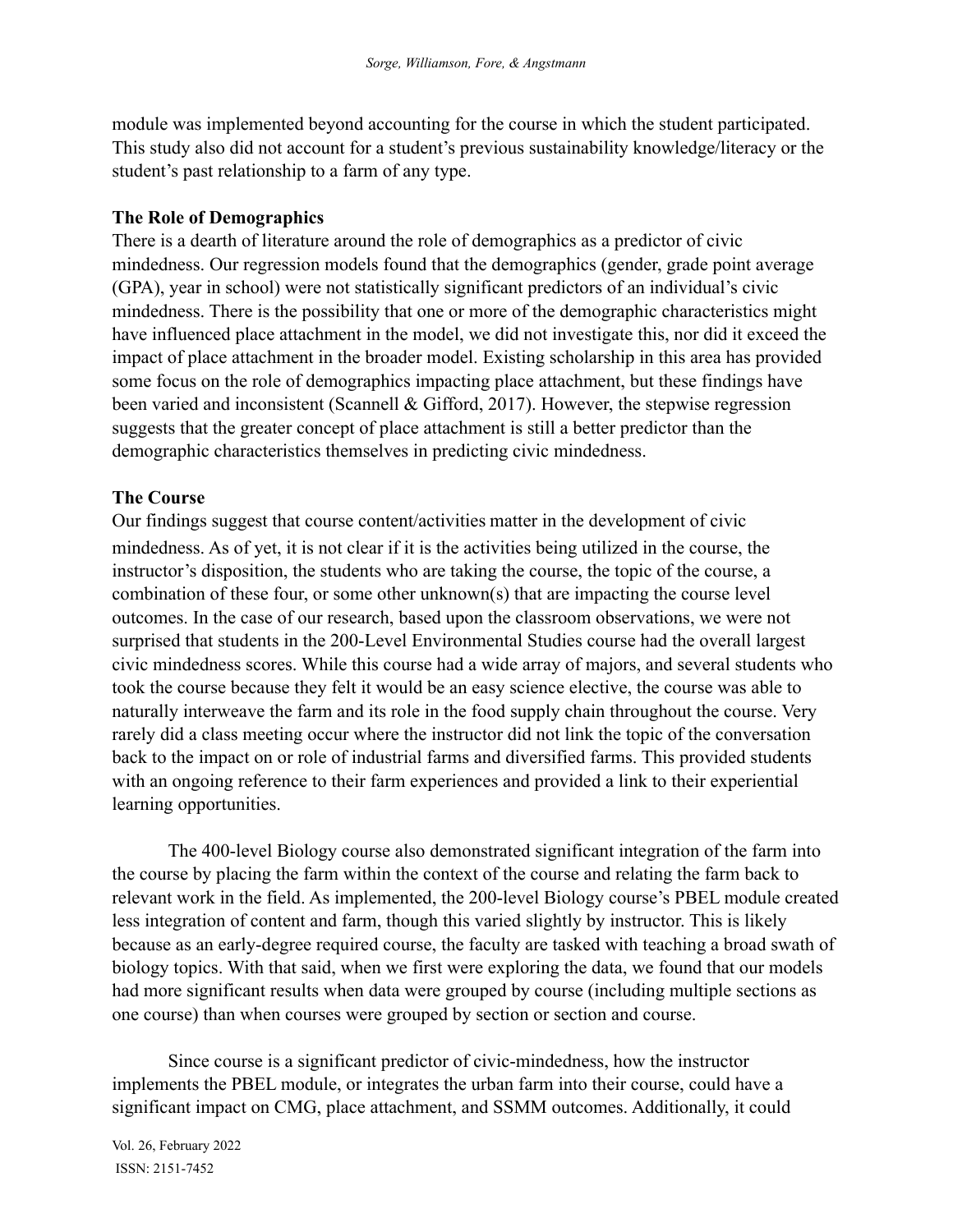module was implemented beyond accounting for the course in which the student participated. This study also did not account for a student's previous sustainability knowledge/literacy or the student's past relationship to a farm of any type.

**The Role of Demographics**

There is a dearth of literature around the role of demographics as a predictor of civic mindedness. Our regression models found that the demographics (gender, grade point average (GPA), year in school) were not statistically significant predictors of an individual's civic mindedness. There is the possibility that one or more of the demographic characteristics might have influenced place attachment in the model, we did not investigate this, nor did it exceed the impact of place attachment in the broader model. Existing scholarship in this area has provided some focus on the role of demographics impacting place attachment, but these findings have been varied and inconsistent (Scannell & Gifford, 2017). However, the stepwise regression suggests that the greater concept of place attachment is still a better predictor than the demographic characteristics themselves in predicting civic mindedness.

**The Course**

Our findings suggest that course content/activities matter in the development of civic mindedness. As of yet, it is not clear if it is the activities being utilized in the course, the instructor's disposition, the students who are taking the course, the topic of the course, a combination of these four, or some other unknown(s) that are impacting the course level outcomes. In the case of our research, based upon the classroom observations, we were not surprised that students in the 200-Level Environmental Studies course had the overall largest civic mindedness scores. While this course had a wide array of majors, and several students who took the course because they felt it would be an easy science elective, the course was able to naturally interweave the farm and its role in the food supply chain throughout the course. Very rarely did a class meeting occur where the instructor did not link the topic of the conversation back to the impact on or role of industrial farms and diversified farms. This provided students with an ongoing reference to their farm experiences and provided a link to their experiential learning opportunities.

The 400-level Biology course also demonstrated significant integration of the farm into the course by placing the farm within the context of the course and relating the farm back to relevant work in the field. As implemented, the 200-level Biology course's PBEL module created less integration of content and farm, though this varied slightly by instructor. This is likely because as an early-degree required course, the faculty are tasked with teaching a broad swath of biology topics. With that said, when we first were exploring the data, we found that our models had more significant results when data were grouped by course (including multiple sections as one course) than when courses were grouped by section or section and course.

Since course is a significant predictor of civic-mindedness, how the instructor implements the PBEL module, or integrates the urban farm into their course, could have a significant impact on CMG, place attachment, and SSMM outcomes. Additionally, it could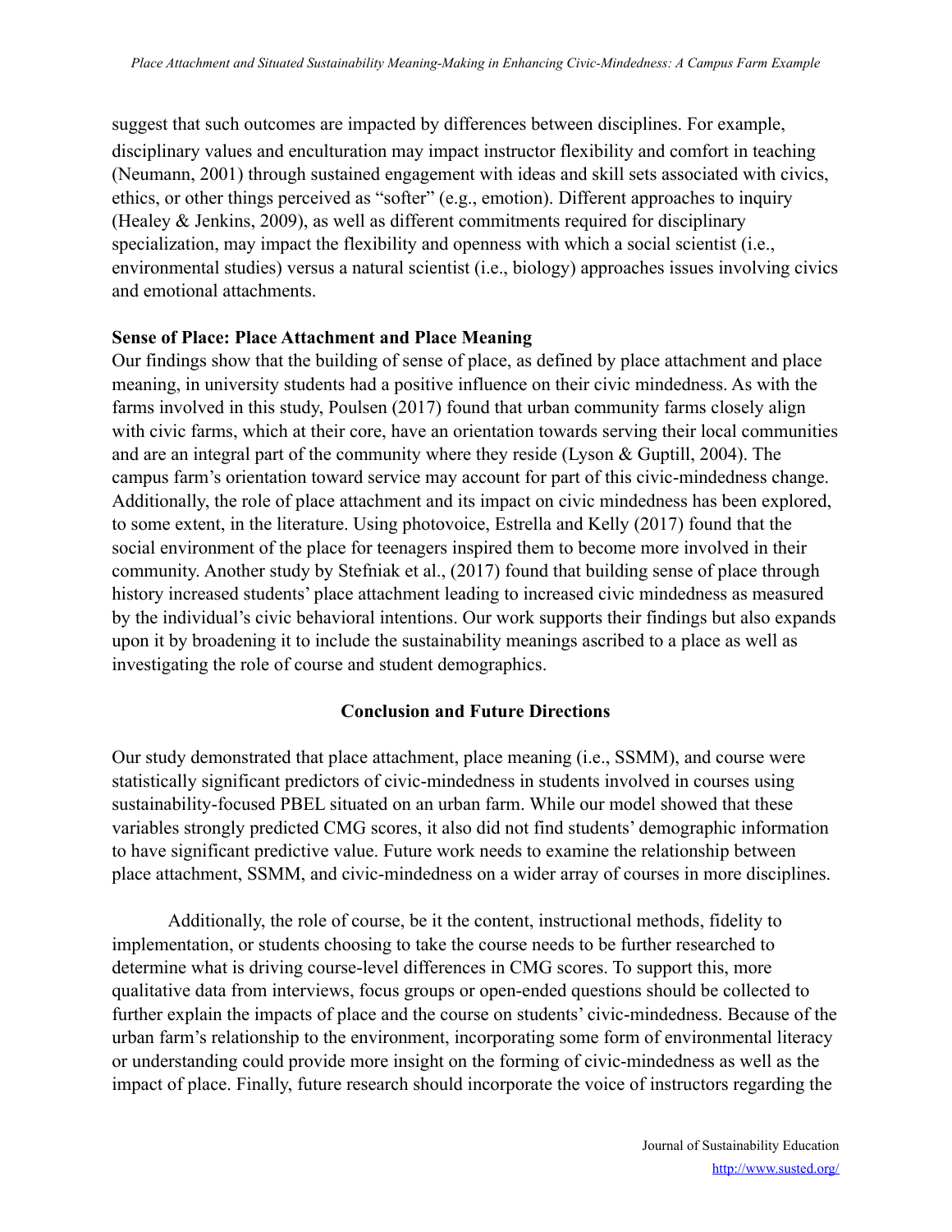suggest that such outcomes are impacted by differences between disciplines. For example, disciplinary values and enculturation may impact instructor flexibility and comfort in teaching (Neumann, 2001) through sustained engagement with ideas and skill sets associated with civics, ethics, or other things perceived as "softer" (e.g., emotion). Different approaches to inquiry (Healey & Jenkins, 2009), as well as different commitments required for disciplinary specialization, may impact the flexibility and openness with which a social scientist (i.e., environmental studies) versus a natural scientist (i.e., biology) approaches issues involving civics and emotional attachments.

### Sense of Place: Place Attachment and Place Meaning

Our findings show that the building of sense of place, as defined by place attachment and place meaning, in university students had a positive influence on their civic mindedness. As with the farms involved in this study, Poulsen (2017) found that urban community farms closely align with civic farms, which at their core, have an orientation towards serving their local communities and are an integral part of the community where they reside (Lyson & Guptill, 2004). The campus farm's orientation toward service may account for part of this civic-mindedness change. Additionally, the role of place attachment and its impact on civic mindedness has been explored, to some extent, in the literature. Using photovoice, Estrella and Kelly (2017) found that the social environment of the place for teenagers inspired them to become more involved in their community. Another study by Stefniak et al., (2017) found that building sense of place through history increased students' place attachment leading to increased civic mindedness as measured by the individual's civic behavioral intentions. Our work supports their findings but also expands upon it by broadening it to include the sustainability meanings ascribed to a place as well as investigating the role of course and student demographics.

## Conclusion and Future Directions

Our study demonstrated that place attachment, place meaning (i.e., SSMM), and course were statistically significant predictors of civic-mindedness in students involved in courses using sustainability-focused PBEL situated on an urban farm. While our model showed that these variables strongly predicted CMG scores, it also did not find students' demographic information to have significant predictive value. Future work needs to examine the relationship between place attachment, SSMM, and civic-mindedness on a wider array of courses in more disciplines.

Additionally, the role of course, be it the content, instructional methods, fidelity to implementation, or students choosing to take the course needs to be further researched to determine what is driving course-level differences in CMG scores. To support this, more qualitative data from interviews, focus groups or open-ended questions should be collected to further explain the impacts of place and the course on students' civic-mindedness. Because of the urban farm's relationship to the environment, incorporating some form of environmental literacy or understanding could provide more insight on the forming of civic-mindedness as well as the impact of place. Finally, future research should incorporate the voice of instructors regarding the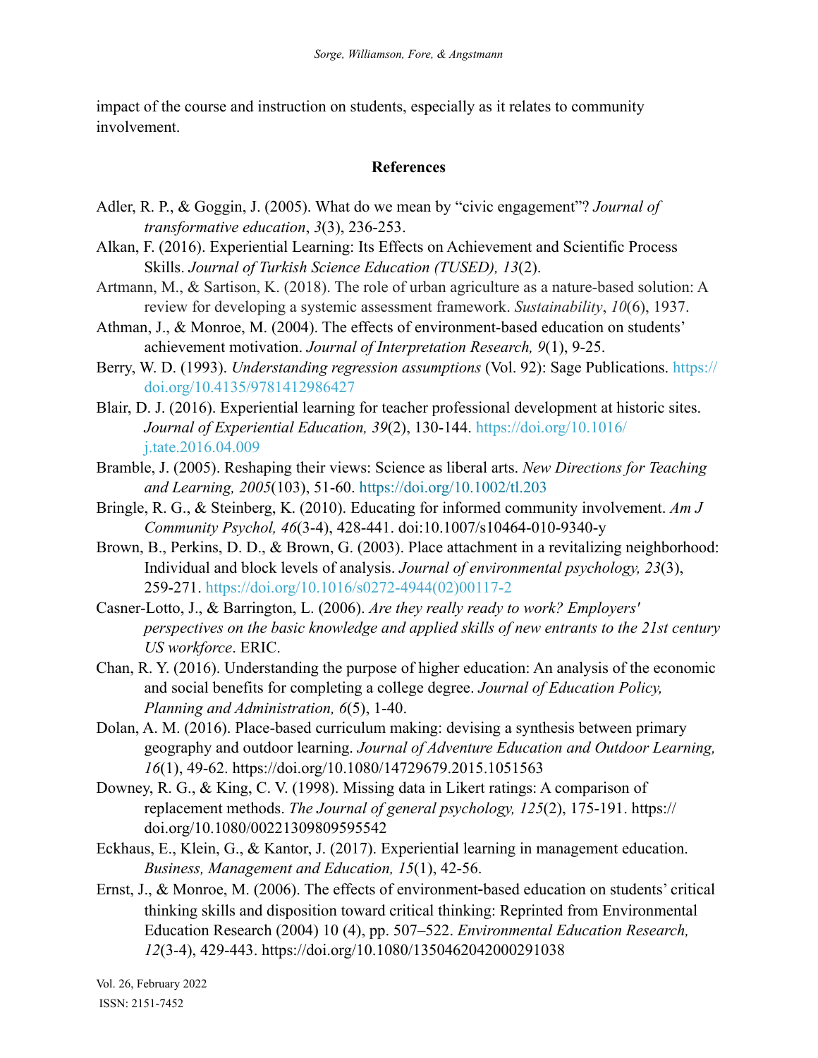impact of the course and instruction on students, especially as it relates to community involvement.

## References

Adler, R. P., & Goggin, J. (2005). What do we mean by "civic engagement"? *Journal of transformative education*, *3*(3), 236-253.

Alkan, F. (2016). Experiential Learning: Its Effects on Achievement and Scientific Process Skills. *Journal of Turkish Science Education (TUSED), 13*(2).

Artmann, M., & Sartison, K. (2018). The role of urban agriculture as a nature-based solution: A review for developing a systemic assessment framework. *Sustainability*, *10*(6), 1937.

Athman, J., & Monroe, M. (2004). The effects of environment-based education on students' achievement motivation. *Journal of Interpretation Research, 9*(1), 9-25.

Berry, W. D. (1993). *Understanding regression assumptions* (Vol. 92): Sage Publications. https://doi.org/10.4135/9781412986427

Blair, D. J. (2016). Experiential learning for teacher professional development at historic sites. *Journal of Experiential Education, 39*(2), 130-144. https://doi.org/10.1016/j.tate.2016.04.009

Bramble, J. (2005). Reshaping their views: Science as liberal arts. *New Directions for Teaching and Learning, 2005*(103), 51-60. https://doi.org/10.1002/tl.203

Bringle, R. G., & Steinberg, K. (2010). Educating for informed community involvement. *Am J Community Psychol, 46*(3-4), 428-441. doi:10.1007/s10464-010-9340-y

Brown, B., Perkins, D. D., & Brown, G. (2003). Place attachment in a revitalizing neighborhood: Individual and block levels of analysis. *Journal of environmental psychology, 23*(3), 259-271. https://doi.org/10.1016/s0272-4944(02)00117-2

Casner-Lotto, J., & Barrington, L. (2006). *Are they really ready to work? Employers' perspectives on the basic knowledge and applied skills of new entrants to the 21st century US workforce*. ERIC.

Chan, R. Y. (2016). Understanding the purpose of higher education: An analysis of the economic and social benefits for completing a college degree. *Journal of Education Policy, Planning and Administration, 6*(5), 1-40.

Dolan, A. M. (2016). Place-based curriculum making: devising a synthesis between primary geography and outdoor learning. *Journal of Adventure Education and Outdoor Learning, 16*(1), 49-62. https://doi.org/10.1080/14729679.2015.1051563

Downey, R. G., & King, C. V. (1998). Missing data in Likert ratings: A comparison of replacement methods. *The Journal of general psychology, 125*(2), 175-191. https://doi.org/10.1080/00221309809595542

Eckhaus, E., Klein, G., & Kantor, J. (2017). Experiential learning in management education. *Business, Management and Education, 15*(1), 42-56.

Ernst, J., & Monroe, M. (2006). The effects of environment-based education on students' critical thinking skills and disposition toward critical thinking: Reprinted from Environmental Education Research (2004) 10 (4), pp. 507–522. *Environmental Education Research, 12*(3-4), 429-443. https://doi.org/10.1080/1350462042000291038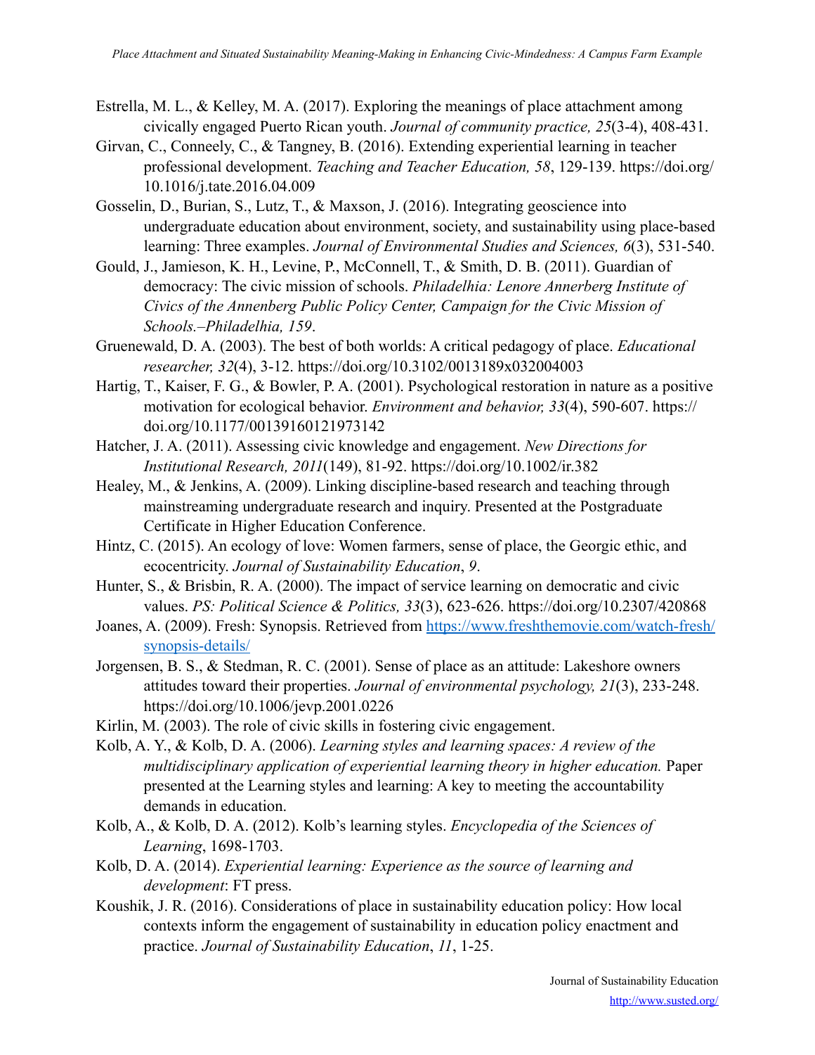Estrella, M. L., & Kelley, M. A. (2017). Exploring the meanings of place attachment among civically engaged Puerto Rican youth. *Journal of community practice, 25*(3-4), 408-431.

Girvan, C., Conneely, C., & Tangney, B. (2016). Extending experiential learning in teacher professional development. *Teaching and Teacher Education, 58*, 129-139. https://doi.org/10.1016/j.tate.2016.04.009

Gosselin, D., Burian, S., Lutz, T., & Maxson, J. (2016). Integrating geoscience into undergraduate education about environment, society, and sustainability using place-based learning: Three examples. *Journal of Environmental Studies and Sciences, 6*(3), 531-540.

Gould, J., Jamieson, K. H., Levine, P., McConnell, T., & Smith, D. B. (2011). Guardian of democracy: The civic mission of schools. *Philadelhia: Lenore Annerberg Institute of Civics of the Annenberg Public Policy Center, Campaign for the Civic Mission of Schools.–Philadelhia, 159*.

Gruenewald, D. A. (2003). The best of both worlds: A critical pedagogy of place. *Educational researcher, 32*(4), 3-12. https://doi.org/10.3102/0013189x032004003

Hartig, T., Kaiser, F. G., & Bowler, P. A. (2001). Psychological restoration in nature as a positive motivation for ecological behavior. *Environment and behavior, 33*(4), 590-607. https://doi.org/10.1177/00139160121973142

Hatcher, J. A. (2011). Assessing civic knowledge and engagement. *New Directions for Institutional Research, 2011*(149), 81-92. https://doi.org/10.1002/ir.382

Healey, M., & Jenkins, A. (2009). Linking discipline-based research and teaching through mainstreaming undergraduate research and inquiry. Presented at the Postgraduate Certificate in Higher Education Conference.

Hintz, C. (2015). An ecology of love: Women farmers, sense of place, the Georgic ethic, and ecocentricity. *Journal of Sustainability Education*, *9*.

Hunter, S., & Brisbin, R. A. (2000). The impact of service learning on democratic and civic values. *PS: Political Science & Politics, 33*(3), 623-626. https://doi.org/10.2307/420868

Joanes, A. (2009). Fresh: Synopsis. Retrieved from [https://www.freshthemovie.com/watch-fresh/synopsis-details/](https://www.freshthemovie.com/watch-fresh/synopsis-details/)

Jorgensen, B. S., & Stedman, R. C. (2001). Sense of place as an attitude: Lakeshore owners attitudes toward their properties. *Journal of environmental psychology, 21*(3), 233-248. https://doi.org/10.1006/jevp.2001.0226

Kirlin, M. (2003). The role of civic skills in fostering civic engagement.

Kolb, A. Y., & Kolb, D. A. (2006). *Learning styles and learning spaces: A review of the multidisciplinary application of experiential learning theory in higher education.* Paper presented at the Learning styles and learning: A key to meeting the accountability demands in education.

Kolb, A., & Kolb, D. A. (2012). Kolb's learning styles. *Encyclopedia of the Sciences of Learning*, 1698-1703.

Kolb, D. A. (2014). *Experiential learning: Experience as the source of learning and development*: FT press.

Koushik, J. R. (2016). Considerations of place in sustainability education policy: How local contexts inform the engagement of sustainability in education policy enactment and practice. *Journal of Sustainability Education*, *11*, 1-25.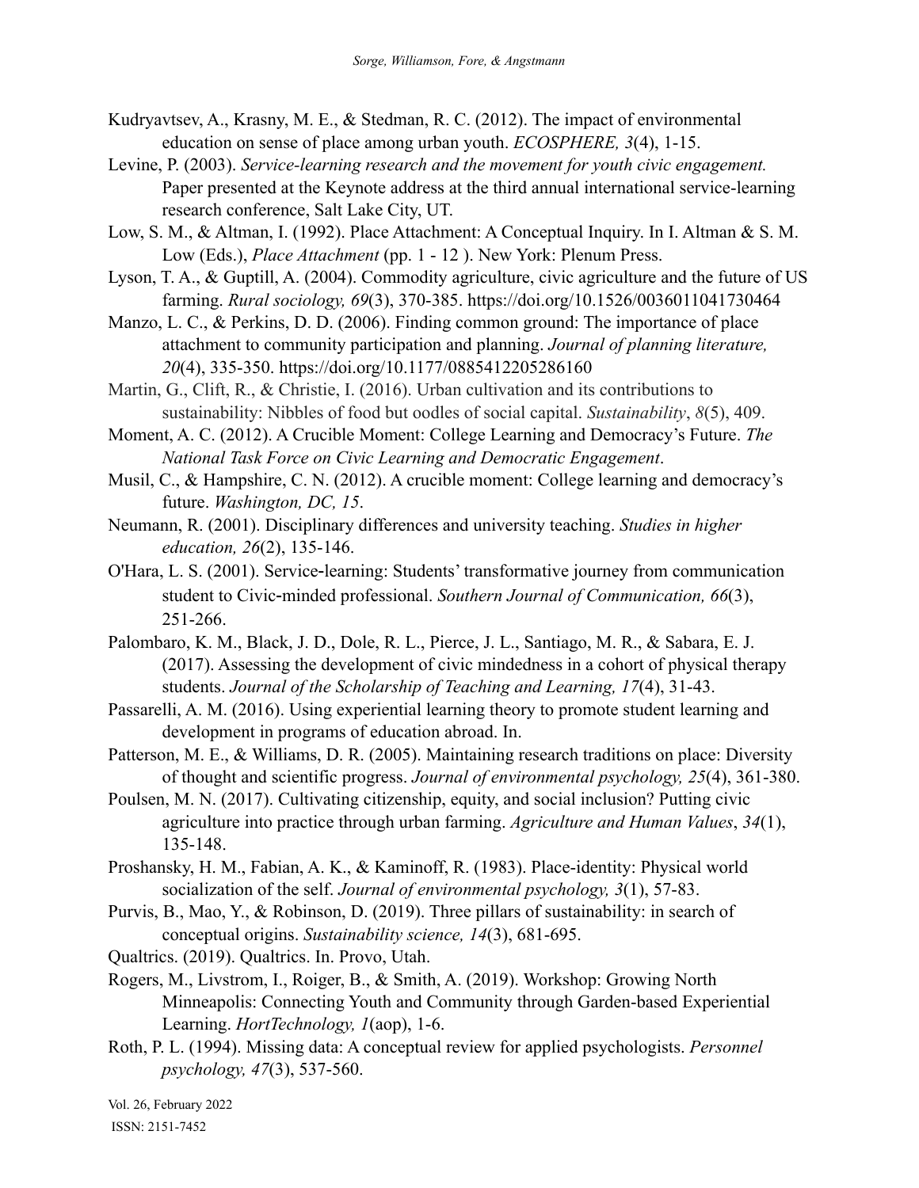Kudryavtsev, A., Krasny, M. E., & Stedman, R. C. (2012). The impact of environmental education on sense of place among urban youth. *ECOSPHERE, 3*(4), 1-15.

Levine, P. (2003). *Service-learning research and the movement for youth civic engagement.* Paper presented at the Keynote address at the third annual international service-learning research conference, Salt Lake City, UT.

Low, S. M., & Altman, I. (1992). Place Attachment: A Conceptual Inquiry. In I. Altman & S. M. Low (Eds.), *Place Attachment* (pp. 1 - 12 ). New York: Plenum Press.

Lyson, T. A., & Guptill, A. (2004). Commodity agriculture, civic agriculture and the future of US farming. *Rural sociology, 69*(3), 370-385. https://doi.org/10.1526/0036011041730464

Manzo, L. C., & Perkins, D. D. (2006). Finding common ground: The importance of place attachment to community participation and planning. *Journal of planning literature, 20*(4), 335-350. https://doi.org/10.1177/0885412205286160

Martin, G., Clift, R., & Christie, I. (2016). Urban cultivation and its contributions to sustainability: Nibbles of food but oodles of social capital. *Sustainability*, *8*(5), 409.

Moment, A. C. (2012). A Crucible Moment: College Learning and Democracy's Future. *The National Task Force on Civic Learning and Democratic Engagement*.

Musil, C., & Hampshire, C. N. (2012). A crucible moment: College learning and democracy's future. *Washington, DC, 15*.

Neumann, R. (2001). Disciplinary differences and university teaching. *Studies in higher education, 26*(2), 135-146.

O'Hara, L. S. (2001). Service‐learning: Students' transformative journey from communication student to Civic‐minded professional. *Southern Journal of Communication, 66*(3), 251-266.

Palombaro, K. M., Black, J. D., Dole, R. L., Pierce, J. L., Santiago, M. R., & Sabara, E. J. (2017). Assessing the development of civic mindedness in a cohort of physical therapy students. *Journal of the Scholarship of Teaching and Learning, 17*(4), 31-43.

Passarelli, A. M. (2016). Using experiential learning theory to promote student learning and development in programs of education abroad. In.

Patterson, M. E., & Williams, D. R. (2005). Maintaining research traditions on place: Diversity of thought and scientific progress. *Journal of environmental psychology, 25*(4), 361-380.

Poulsen, M. N. (2017). Cultivating citizenship, equity, and social inclusion? Putting civic agriculture into practice through urban farming. *Agriculture and Human Values*, *34*(1), 135-148.

Proshansky, H. M., Fabian, A. K., & Kaminoff, R. (1983). Place-identity: Physical world socialization of the self. *Journal of environmental psychology, 3*(1), 57-83.

Purvis, B., Mao, Y., & Robinson, D. (2019). Three pillars of sustainability: in search of conceptual origins. *Sustainability science, 14*(3), 681-695.

Qualtrics. (2019). Qualtrics. In. Provo, Utah.

Rogers, M., Livstrom, I., Roiger, B., & Smith, A. (2019). Workshop: Growing North Minneapolis: Connecting Youth and Community through Garden-based Experiential Learning. *HortTechnology, 1*(aop), 1-6.

Roth, P. L. (1994). Missing data: A conceptual review for applied psychologists. *Personnel psychology, 47*(3), 537-560.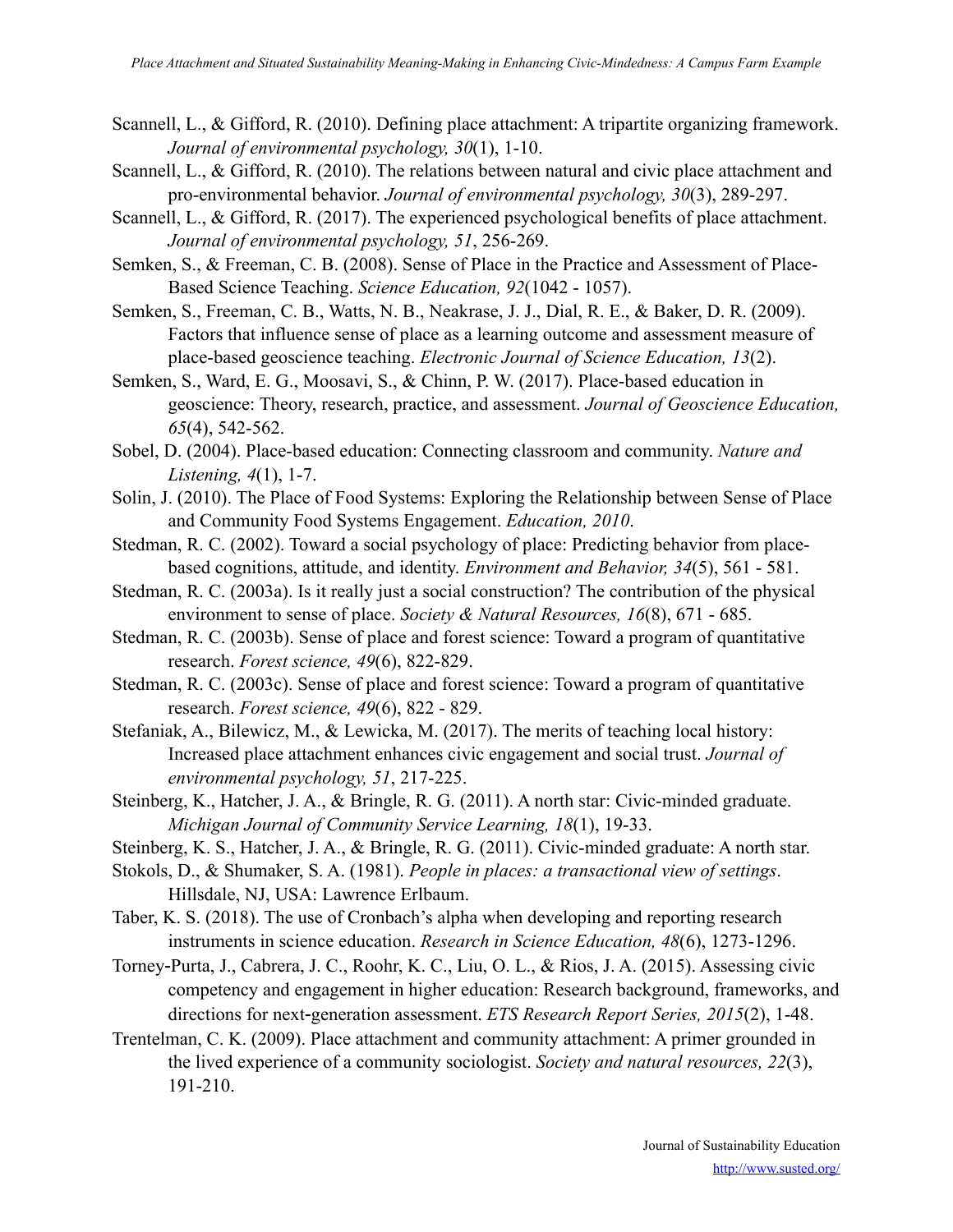Scannell, L., & Gifford, R. (2010). Defining place attachment: A tripartite organizing framework. *Journal of environmental psychology, 30*(1), 1-10.

Scannell, L., & Gifford, R. (2010). The relations between natural and civic place attachment and pro-environmental behavior. *Journal of environmental psychology, 30*(3), 289-297.

Scannell, L., & Gifford, R. (2017). The experienced psychological benefits of place attachment. *Journal of environmental psychology, 51*, 256-269.

Semken, S., & Freeman, C. B. (2008). Sense of Place in the Practice and Assessment of Place-Based Science Teaching. *Science Education, 92*(1042 - 1057).

Semken, S., Freeman, C. B., Watts, N. B., Neakrase, J. J., Dial, R. E., & Baker, D. R. (2009). Factors that influence sense of place as a learning outcome and assessment measure of place-based geoscience teaching. *Electronic Journal of Science Education, 13*(2).

Semken, S., Ward, E. G., Moosavi, S., & Chinn, P. W. (2017). Place-based education in geoscience: Theory, research, practice, and assessment. *Journal of Geoscience Education, 65*(4), 542-562.

Sobel, D. (2004). Place-based education: Connecting classroom and community. *Nature and Listening, 4*(1), 1-7.

Solin, J. (2010). The Place of Food Systems: Exploring the Relationship between Sense of Place and Community Food Systems Engagement. *Education, 2010*.

Stedman, R. C. (2002). Toward a social psychology of place: Predicting behavior from place-based cognitions, attitude, and identity. *Environment and Behavior, 34*(5), 561 - 581.

Stedman, R. C. (2003a). Is it really just a social construction? The contribution of the physical environment to sense of place. *Society & Natural Resources, 16*(8), 671 - 685.

Stedman, R. C. (2003b). Sense of place and forest science: Toward a program of quantitative research. *Forest science, 49*(6), 822-829.

Stedman, R. C. (2003c). Sense of place and forest science: Toward a program of quantitative research. *Forest science, 49*(6), 822 - 829.

Stefaniak, A., Bilewicz, M., & Lewicka, M. (2017). The merits of teaching local history: Increased place attachment enhances civic engagement and social trust. *Journal of environmental psychology, 51*, 217-225.

Steinberg, K., Hatcher, J. A., & Bringle, R. G. (2011). A north star: Civic-minded graduate. *Michigan Journal of Community Service Learning, 18*(1), 19-33.

Steinberg, K. S., Hatcher, J. A., & Bringle, R. G. (2011). Civic-minded graduate: A north star.

Stokols, D., & Shumaker, S. A. (1981). *People in places: a transactional view of settings*. Hillsdale, NJ, USA: Lawrence Erlbaum.

Taber, K. S. (2018). The use of Cronbach's alpha when developing and reporting research instruments in science education. *Research in Science Education, 48*(6), 1273-1296.

Torney-Purta, J., Cabrera, J. C., Roohr, K. C., Liu, O. L., & Rios, J. A. (2015). Assessing civic competency and engagement in higher education: Research background, frameworks, and directions for next-generation assessment. *ETS Research Report Series, 2015*(2), 1-48.

Trentelman, C. K. (2009). Place attachment and community attachment: A primer grounded in the lived experience of a community sociologist. *Society and natural resources, 22*(3), 191-210.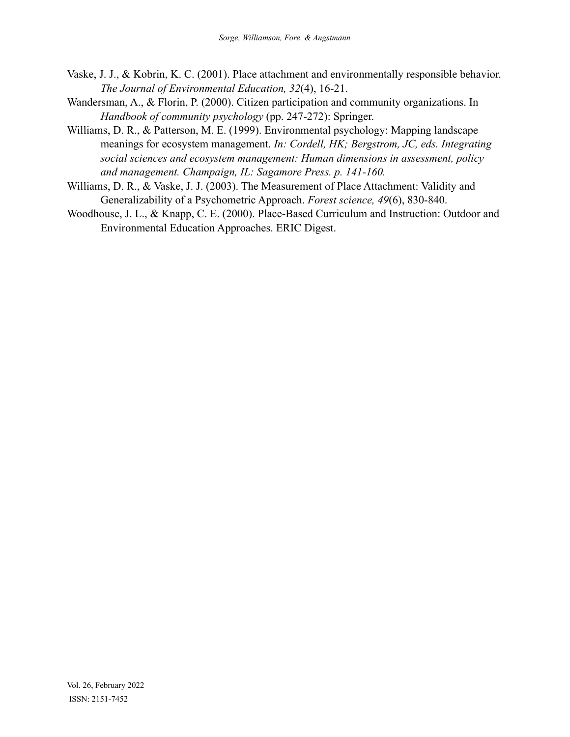Vaske, J. J., & Kobrin, K. C. (2001). Place attachment and environmentally responsible behavior. *The Journal of Environmental Education, 32*(4), 16-21.

Wandersman, A., & Florin, P. (2000). Citizen participation and community organizations. In *Handbook of community psychology* (pp. 247-272): Springer.

Williams, D. R., & Patterson, M. E. (1999). Environmental psychology: Mapping landscape meanings for ecosystem management. *In: Cordell, HK; Bergstrom, JC, eds. Integrating social sciences and ecosystem management: Human dimensions in assessment, policy and management. Champaign, IL: Sagamore Press. p. 141-160.*

Williams, D. R., & Vaske, J. J. (2003). The Measurement of Place Attachment: Validity and Generalizability of a Psychometric Approach. *Forest science, 49*(6), 830-840.

Woodhouse, J. L., & Knapp, C. E. (2000). Place-Based Curriculum and Instruction: Outdoor and Environmental Education Approaches. ERIC Digest.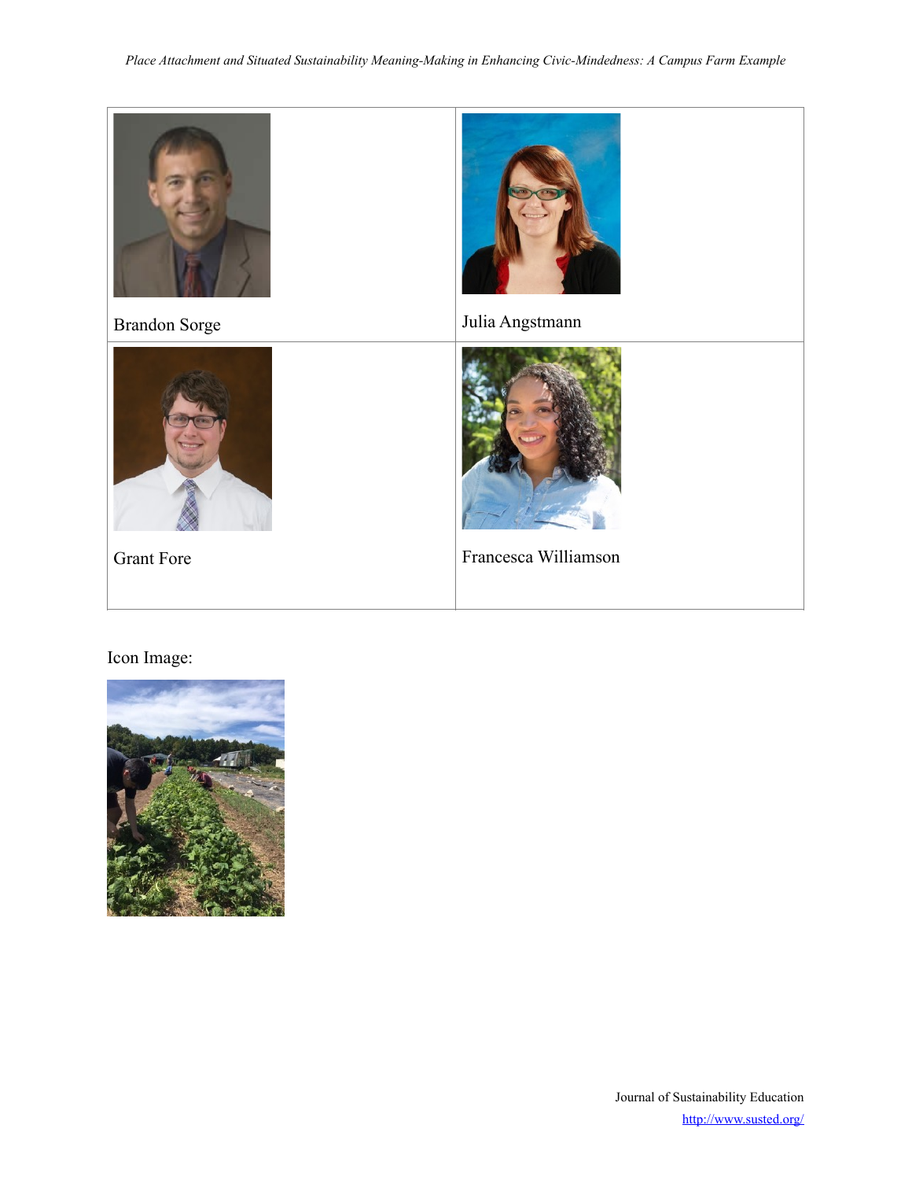| | |
|---|---|
| Brandon Sorge | Julia Angstmann |
| Grant Fore | Francesca Williamson |

Icon Image: